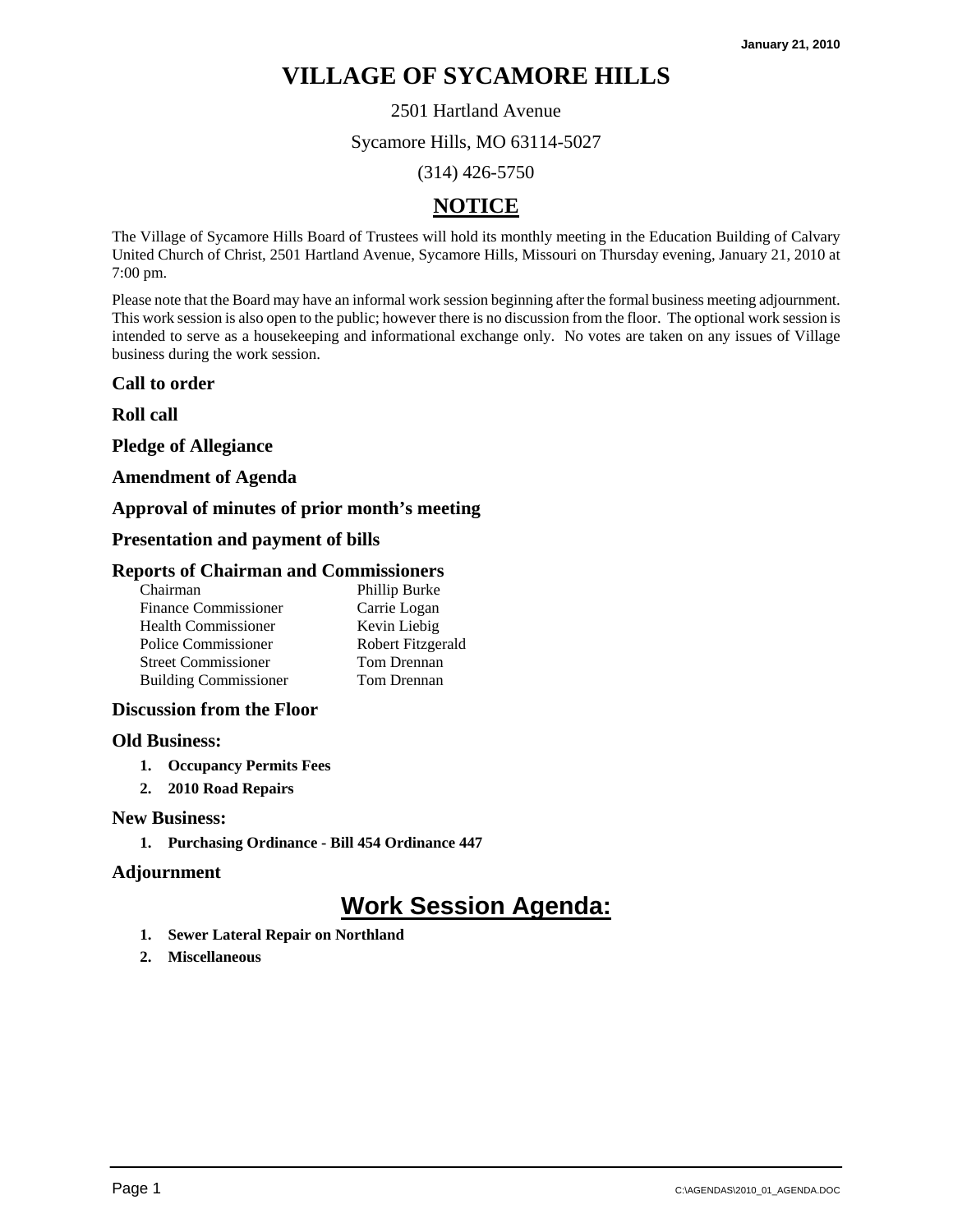January 21, 2010

# VILLAGE OF SYCAMORE HILLS

2501 Hartland Avenue

Sycamore Hills, MO 63114-5027

(314) 426-5750

## NOTICE

The Village of Sycamore Hills Board of Trustees will hold its monthly meeting in the Education Building of Calvary United Church of Christ, 2501 Hartland Avenue, Sycamore Hills, Missouri on Thursday evening, January 21, 2010 at 7:00 pm.

Please note that the Board may have an informal work session beginning after the formal business meeting adjournment. This work session is also open to the public; however there is no discussion from the floor. The optional work session is intended to serve as a housekeeping and informational exchange only. No votes are taken on any issues of Village business during the work session.

### Call to order

### Roll call

### Pledge of Allegiance

### Amendment of Agenda

### Approval of minutes of prior month's meeting

### Presentation and payment of bills

### Reports of Chairman and Commissioners

| | |
|---|---|
| Chairman | Phillip Burke |
| Finance Commissioner | Carrie Logan |
| Health Commissioner | Kevin Liebig |
| Police Commissioner | Robert Fitzgerald |
| Street Commissioner | Tom Drennan |
| Building Commissioner | Tom Drennan |

### Discussion from the Floor

### Old Business:

1. **Occupancy Permits Fees**
2. **2010 Road Repairs**

### New Business:

1. **Purchasing Ordinance - Bill 454 Ordinance 447**

### Adjournment

## Work Session Agenda:

1. **Sewer Lateral Repair on Northland**
2. **Miscellaneous**

C:\AGENDAS\2010_01_AGENDA.DOC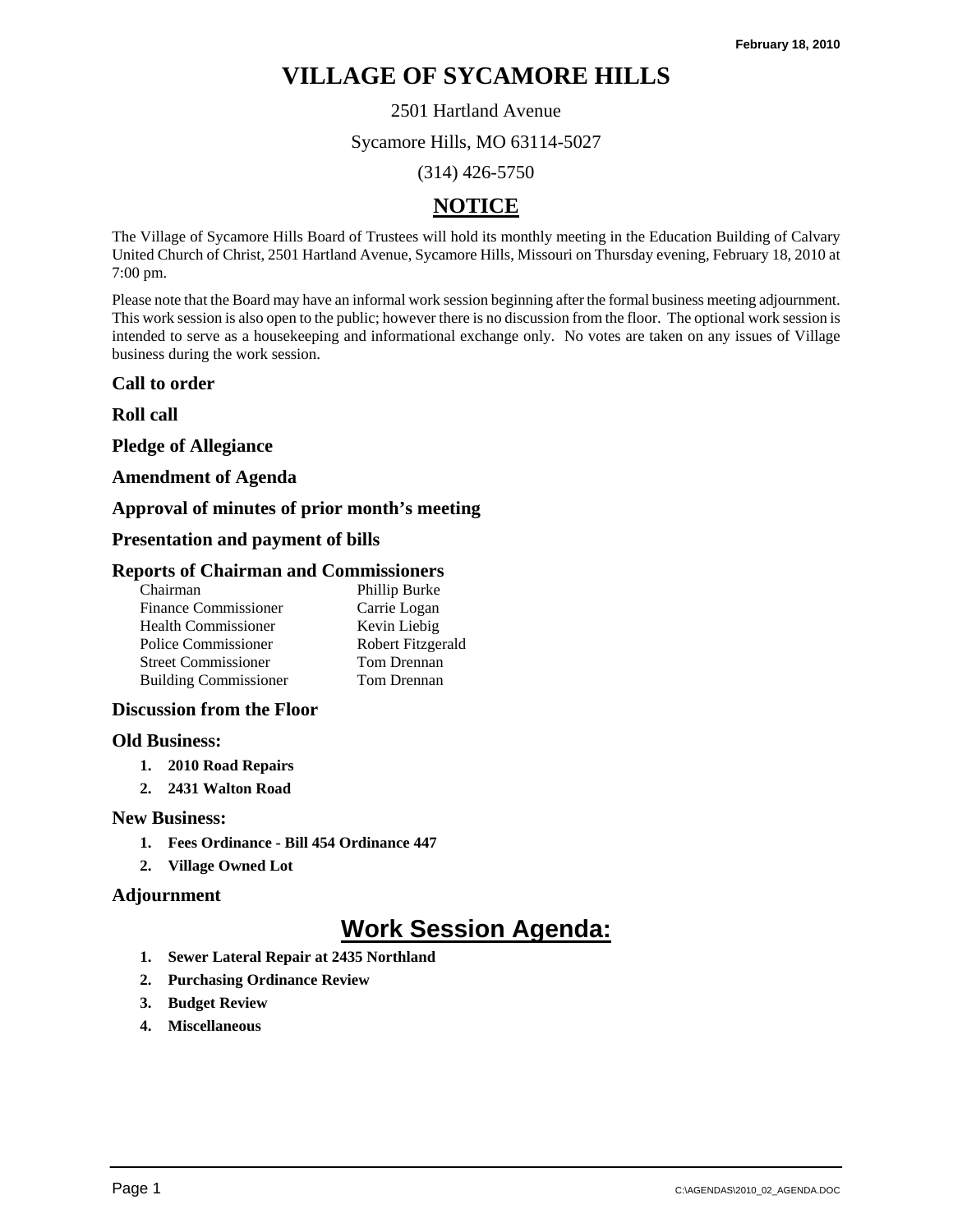February 18, 2010

# VILLAGE OF SYCAMORE HILLS

2501 Hartland Avenue

Sycamore Hills, MO 63114-5027

(314) 426-5750

## NOTICE

The Village of Sycamore Hills Board of Trustees will hold its monthly meeting in the Education Building of Calvary United Church of Christ, 2501 Hartland Avenue, Sycamore Hills, Missouri on Thursday evening, February 18, 2010 at 7:00 pm.

Please note that the Board may have an informal work session beginning after the formal business meeting adjournment. This work session is also open to the public; however there is no discussion from the floor. The optional work session is intended to serve as a housekeeping and informational exchange only. No votes are taken on any issues of Village business during the work session.

### Call to order

### Roll call

### Pledge of Allegiance

### Amendment of Agenda

### Approval of minutes of prior month's meeting

### Presentation and payment of bills

### Reports of Chairman and Commissioners

| | |
|---|---|
| Chairman | Phillip Burke |
| Finance Commissioner | Carrie Logan |
| Health Commissioner | Kevin Liebig |
| Police Commissioner | Robert Fitzgerald |
| Street Commissioner | Tom Drennan |
| Building Commissioner | Tom Drennan |

### Discussion from the Floor

### Old Business:

1. **2010 Road Repairs**
2. **2431 Walton Road**

### New Business:

1. **Fees Ordinance - Bill 454 Ordinance 447**
2. **Village Owned Lot**

### Adjournment

## Work Session Agenda:

1. **Sewer Lateral Repair at 2435 Northland**
2. **Purchasing Ordinance Review**
3. **Budget Review**
4. **Miscellaneous**

C:\AGENDAS\2010_02_AGENDA.DOC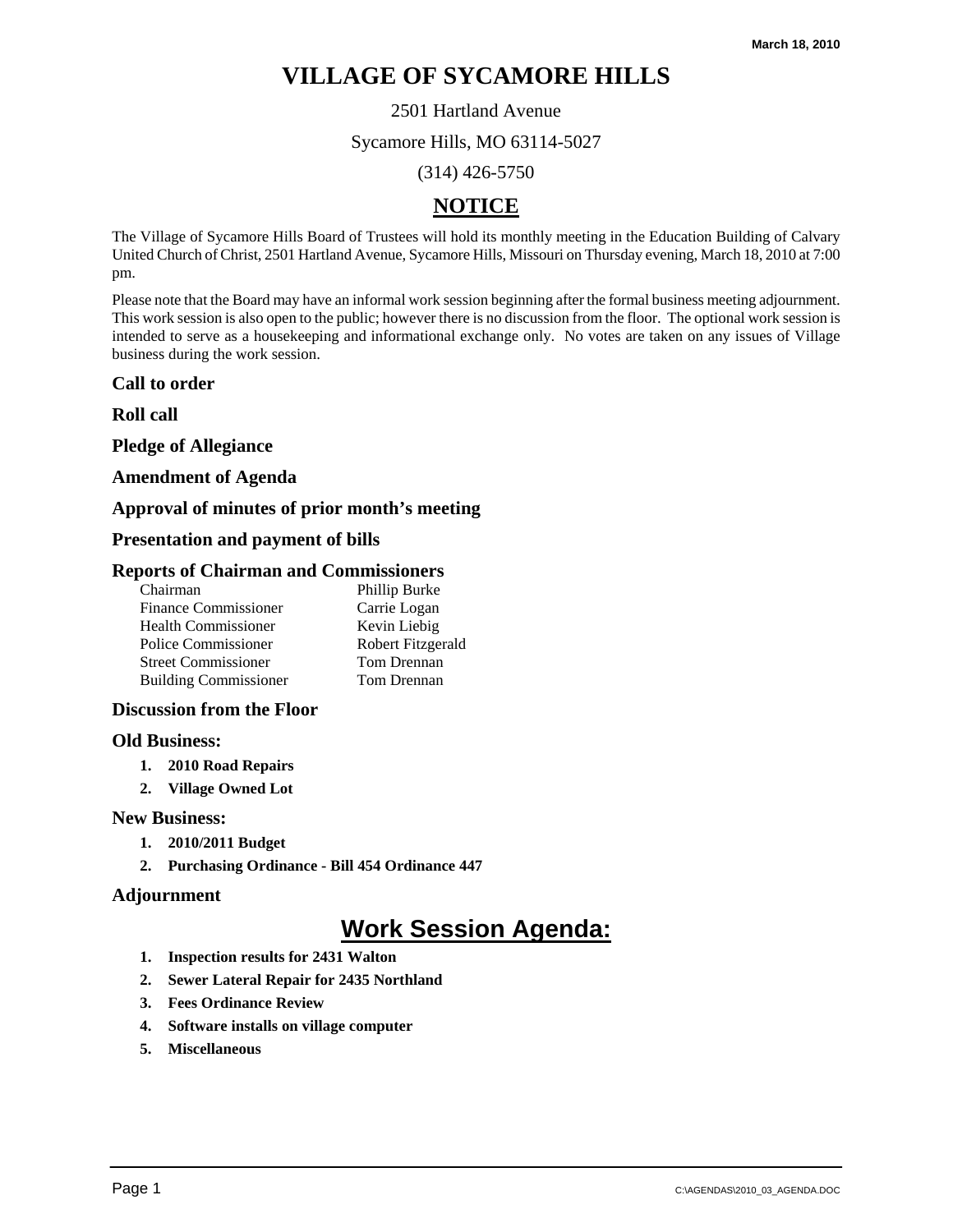March 18, 2010

# VILLAGE OF SYCAMORE HILLS

2501 Hartland Avenue

Sycamore Hills, MO 63114-5027

(314) 426-5750

## NOTICE

The Village of Sycamore Hills Board of Trustees will hold its monthly meeting in the Education Building of Calvary United Church of Christ, 2501 Hartland Avenue, Sycamore Hills, Missouri on Thursday evening, March 18, 2010 at 7:00 pm.

Please note that the Board may have an informal work session beginning after the formal business meeting adjournment. This work session is also open to the public; however there is no discussion from the floor. The optional work session is intended to serve as a housekeeping and informational exchange only. No votes are taken on any issues of Village business during the work session.

### Call to order

### Roll call

### Pledge of Allegiance

### Amendment of Agenda

### Approval of minutes of prior month's meeting

### Presentation and payment of bills

### Reports of Chairman and Commissioners

| | |
|---|---|
| Chairman | Phillip Burke |
| Finance Commissioner | Carrie Logan |
| Health Commissioner | Kevin Liebig |
| Police Commissioner | Robert Fitzgerald |
| Street Commissioner | Tom Drennan |
| Building Commissioner | Tom Drennan |

### Discussion from the Floor

### Old Business:

1. **2010 Road Repairs**
2. **Village Owned Lot**

### New Business:

1. **2010/2011 Budget**
2. **Purchasing Ordinance - Bill 454 Ordinance 447**

### Adjournment

## Work Session Agenda:

1. **Inspection results for 2431 Walton**
2. **Sewer Lateral Repair for 2435 Northland**
3. **Fees Ordinance Review**
4. **Software installs on village computer**
5. **Miscellaneous**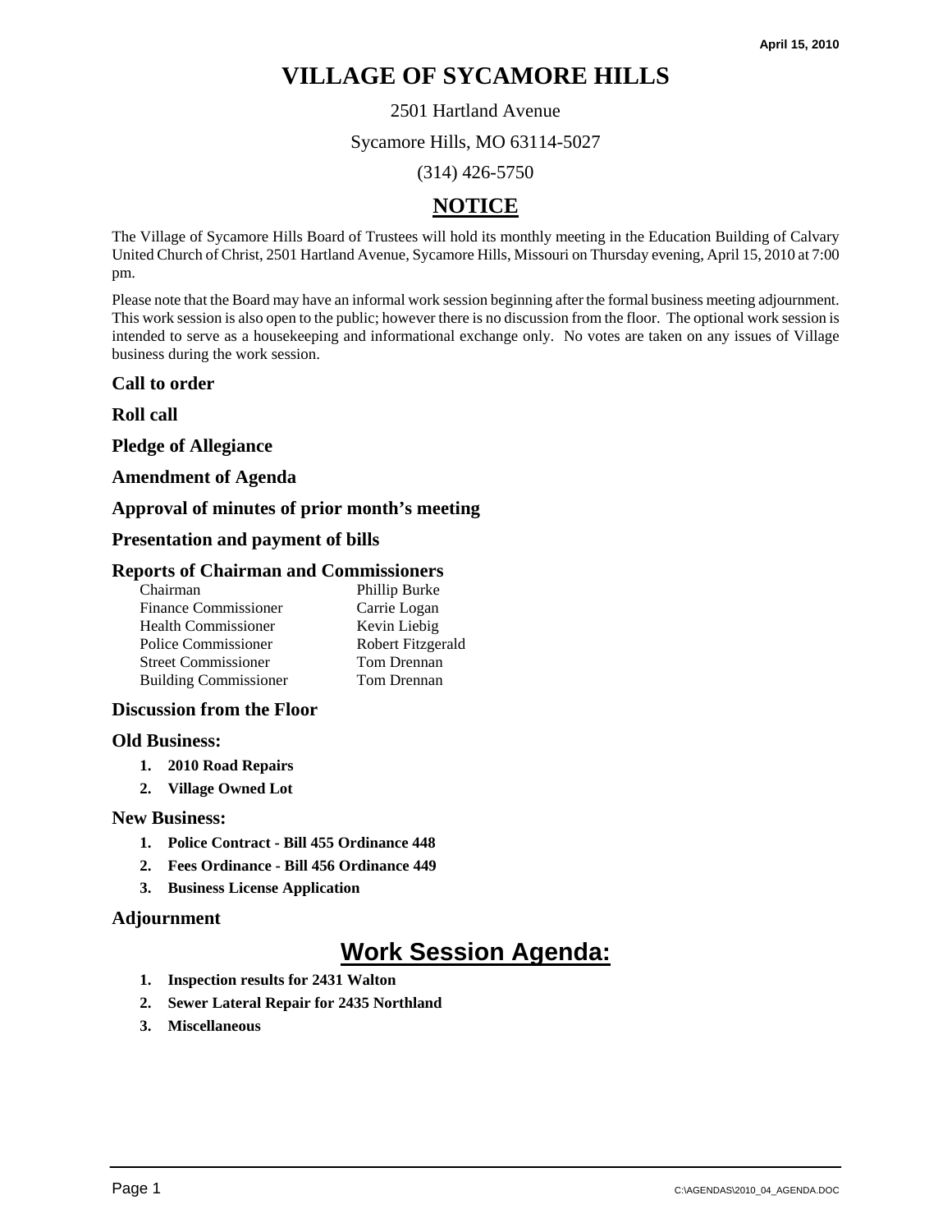April 15, 2010

# VILLAGE OF SYCAMORE HILLS

2501 Hartland Avenue

Sycamore Hills, MO 63114-5027

(314) 426-5750

## NOTICE

The Village of Sycamore Hills Board of Trustees will hold its monthly meeting in the Education Building of Calvary United Church of Christ, 2501 Hartland Avenue, Sycamore Hills, Missouri on Thursday evening, April 15, 2010 at 7:00 pm.

Please note that the Board may have an informal work session beginning after the formal business meeting adjournment. This work session is also open to the public; however there is no discussion from the floor. The optional work session is intended to serve as a housekeeping and informational exchange only. No votes are taken on any issues of Village business during the work session.

### Call to order

### Roll call

### Pledge of Allegiance

### Amendment of Agenda

### Approval of minutes of prior month's meeting

### Presentation and payment of bills

### Reports of Chairman and Commissioners

| | |
|---|---|
| Chairman | Phillip Burke |
| Finance Commissioner | Carrie Logan |
| Health Commissioner | Kevin Liebig |
| Police Commissioner | Robert Fitzgerald |
| Street Commissioner | Tom Drennan |
| Building Commissioner | Tom Drennan |

### Discussion from the Floor

### Old Business:

1. **2010 Road Repairs**
2. **Village Owned Lot**

### New Business:

1. **Police Contract - Bill 455 Ordinance 448**
2. **Fees Ordinance - Bill 456 Ordinance 449**
3. **Business License Application**

### Adjournment

## Work Session Agenda:

1. **Inspection results for 2431 Walton**
2. **Sewer Lateral Repair for 2435 Northland**
3. **Miscellaneous**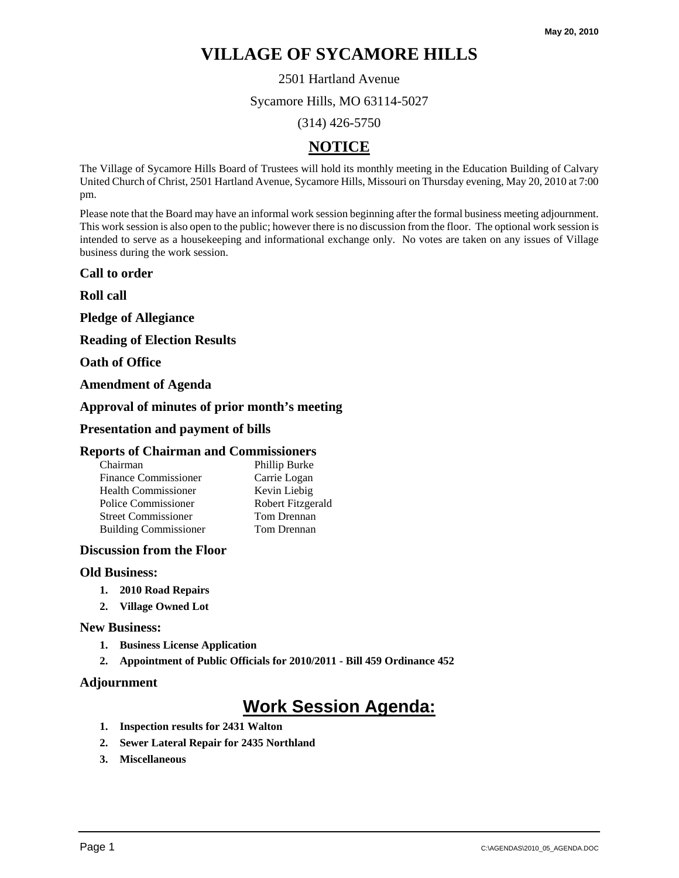May 20, 2010

# VILLAGE OF SYCAMORE HILLS

2501 Hartland Avenue

Sycamore Hills, MO 63114-5027

(314) 426-5750

## NOTICE

The Village of Sycamore Hills Board of Trustees will hold its monthly meeting in the Education Building of Calvary United Church of Christ, 2501 Hartland Avenue, Sycamore Hills, Missouri on Thursday evening, May 20, 2010 at 7:00 pm.

Please note that the Board may have an informal work session beginning after the formal business meeting adjournment. This work session is also open to the public; however there is no discussion from the floor. The optional work session is intended to serve as a housekeeping and informational exchange only. No votes are taken on any issues of Village business during the work session.

**Call to order**

**Roll call**

**Pledge of Allegiance**

**Reading of Election Results**

**Oath of Office**

**Amendment of Agenda**

**Approval of minutes of prior month's meeting**

**Presentation and payment of bills**

**Reports of Chairman and Commissioners**

| | |
|---|---|
| Chairman | Phillip Burke |
| Finance Commissioner | Carrie Logan |
| Health Commissioner | Kevin Liebig |
| Police Commissioner | Robert Fitzgerald |
| Street Commissioner | Tom Drennan |
| Building Commissioner | Tom Drennan |

**Discussion from the Floor**

**Old Business:**

1. **2010 Road Repairs**
2. **Village Owned Lot**

**New Business:**

1. **Business License Application**
2. **Appointment of Public Officials for 2010/2011 - Bill 459 Ordinance 452**

**Adjournment**

## Work Session Agenda:

1. **Inspection results for 2431 Walton**
2. **Sewer Lateral Repair for 2435 Northland**
3. **Miscellaneous**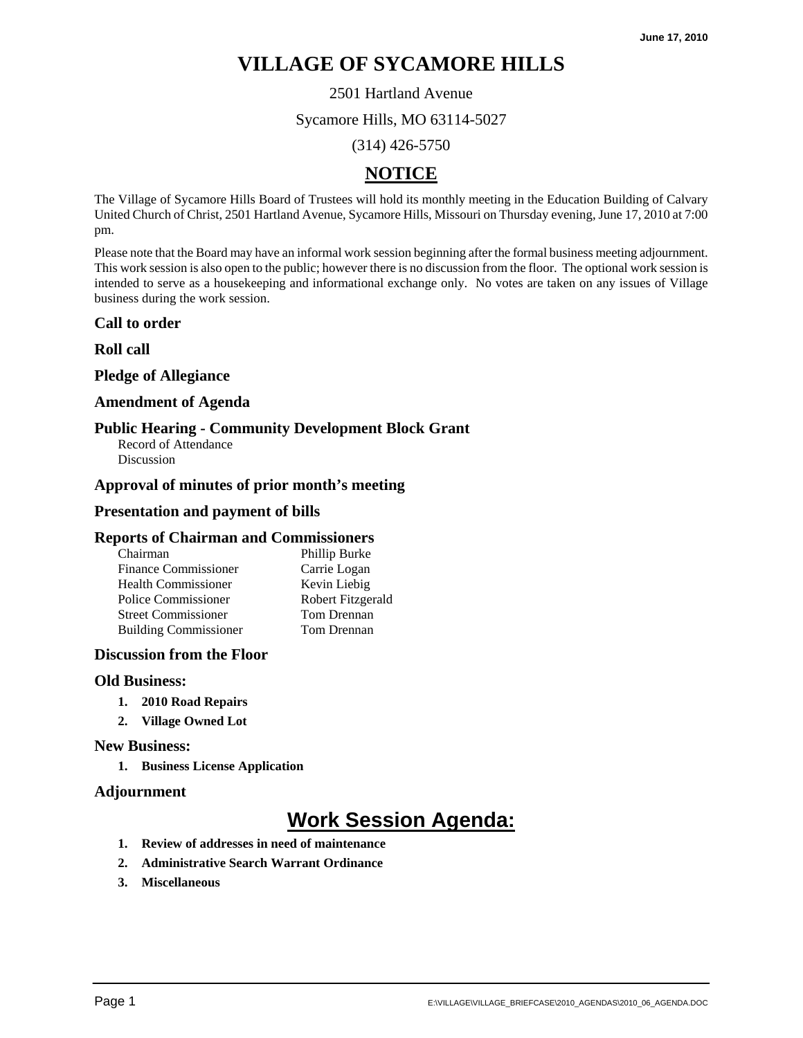June 17, 2010

# VILLAGE OF SYCAMORE HILLS

2501 Hartland Avenue

Sycamore Hills, MO 63114-5027

(314) 426-5750

## NOTICE

The Village of Sycamore Hills Board of Trustees will hold its monthly meeting in the Education Building of Calvary United Church of Christ, 2501 Hartland Avenue, Sycamore Hills, Missouri on Thursday evening, June 17, 2010 at 7:00 pm.

Please note that the Board may have an informal work session beginning after the formal business meeting adjournment. This work session is also open to the public; however there is no discussion from the floor. The optional work session is intended to serve as a housekeeping and informational exchange only. No votes are taken on any issues of Village business during the work session.

### Call to order

### Roll call

### Pledge of Allegiance

### Amendment of Agenda

### Public Hearing - Community Development Block Grant

Record of Attendance
Discussion

### Approval of minutes of prior month's meeting

### Presentation and payment of bills

### Reports of Chairman and Commissioners

| | |
|---|---|
| Chairman | Phillip Burke |
| Finance Commissioner | Carrie Logan |
| Health Commissioner | Kevin Liebig |
| Police Commissioner | Robert Fitzgerald |
| Street Commissioner | Tom Drennan |
| Building Commissioner | Tom Drennan |

### Discussion from the Floor

### Old Business:

1. **2010 Road Repairs**
2. **Village Owned Lot**

### New Business:

1. **Business License Application**

### Adjournment

## Work Session Agenda:

1. **Review of addresses in need of maintenance**
2. **Administrative Search Warrant Ordinance**
3. **Miscellaneous**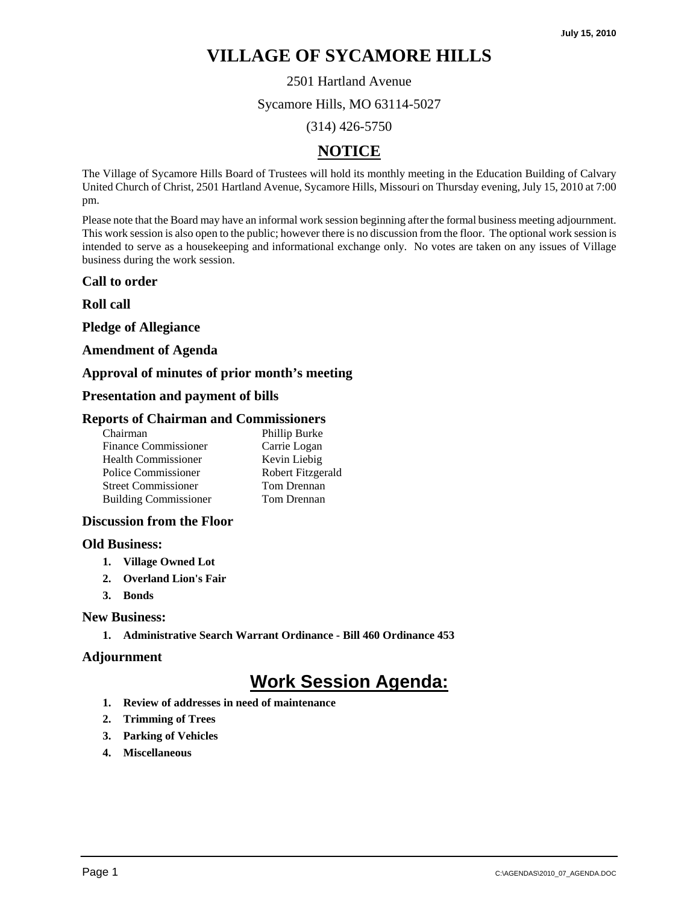July 15, 2010

# VILLAGE OF SYCAMORE HILLS

2501 Hartland Avenue

Sycamore Hills, MO 63114-5027

(314) 426-5750

## NOTICE

The Village of Sycamore Hills Board of Trustees will hold its monthly meeting in the Education Building of Calvary United Church of Christ, 2501 Hartland Avenue, Sycamore Hills, Missouri on Thursday evening, July 15, 2010 at 7:00 pm.

Please note that the Board may have an informal work session beginning after the formal business meeting adjournment. This work session is also open to the public; however there is no discussion from the floor. The optional work session is intended to serve as a housekeeping and informational exchange only. No votes are taken on any issues of Village business during the work session.

### Call to order

### Roll call

### Pledge of Allegiance

### Amendment of Agenda

### Approval of minutes of prior month's meeting

### Presentation and payment of bills

### Reports of Chairman and Commissioners

| | |
|---|---|
| Chairman | Phillip Burke |
| Finance Commissioner | Carrie Logan |
| Health Commissioner | Kevin Liebig |
| Police Commissioner | Robert Fitzgerald |
| Street Commissioner | Tom Drennan |
| Building Commissioner | Tom Drennan |

### Discussion from the Floor

### Old Business:

1. **Village Owned Lot**
2. **Overland Lion's Fair**
3. **Bonds**

### New Business:

1. **Administrative Search Warrant Ordinance - Bill 460 Ordinance 453**

### Adjournment

## Work Session Agenda:

1. **Review of addresses in need of maintenance**
2. **Trimming of Trees**
3. **Parking of Vehicles**
4. **Miscellaneous**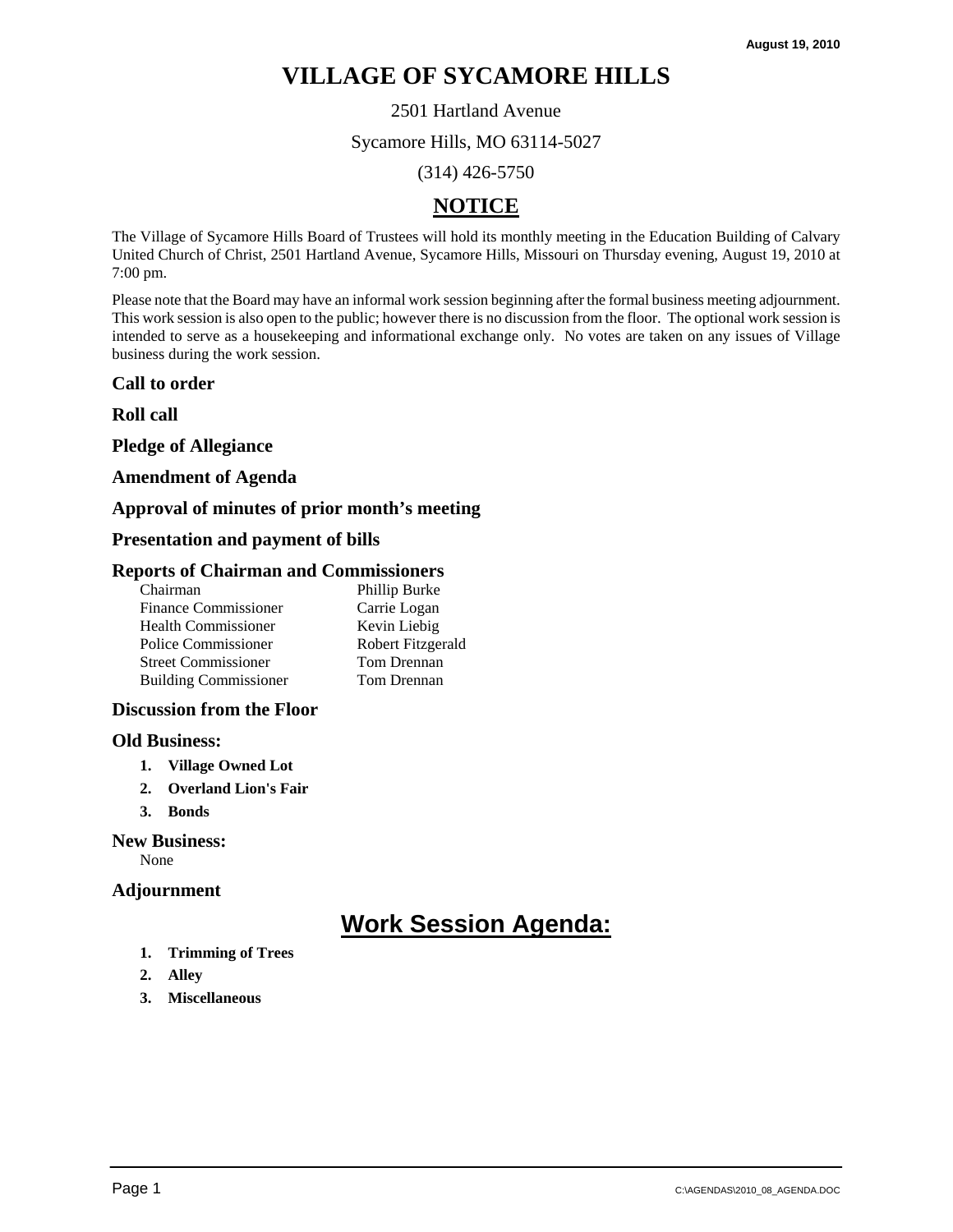August 19, 2010

# VILLAGE OF SYCAMORE HILLS

2501 Hartland Avenue

Sycamore Hills, MO 63114-5027

(314) 426-5750

## NOTICE

The Village of Sycamore Hills Board of Trustees will hold its monthly meeting in the Education Building of Calvary United Church of Christ, 2501 Hartland Avenue, Sycamore Hills, Missouri on Thursday evening, August 19, 2010 at 7:00 pm.

Please note that the Board may have an informal work session beginning after the formal business meeting adjournment. This work session is also open to the public; however there is no discussion from the floor. The optional work session is intended to serve as a housekeeping and informational exchange only. No votes are taken on any issues of Village business during the work session.

### Call to order

### Roll call

### Pledge of Allegiance

### Amendment of Agenda

### Approval of minutes of prior month's meeting

### Presentation and payment of bills

### Reports of Chairman and Commissioners

| | |
|---|---|
| Chairman | Phillip Burke |
| Finance Commissioner | Carrie Logan |
| Health Commissioner | Kevin Liebig |
| Police Commissioner | Robert Fitzgerald |
| Street Commissioner | Tom Drennan |
| Building Commissioner | Tom Drennan |

### Discussion from the Floor

### Old Business:

1. **Village Owned Lot**
2. **Overland Lion's Fair**
3. **Bonds**

### New Business:

None

### Adjournment

## Work Session Agenda:

1. **Trimming of Trees**
2. **Alley**
3. **Miscellaneous**

C:\AGENDAS\2010_08_AGENDA.DOC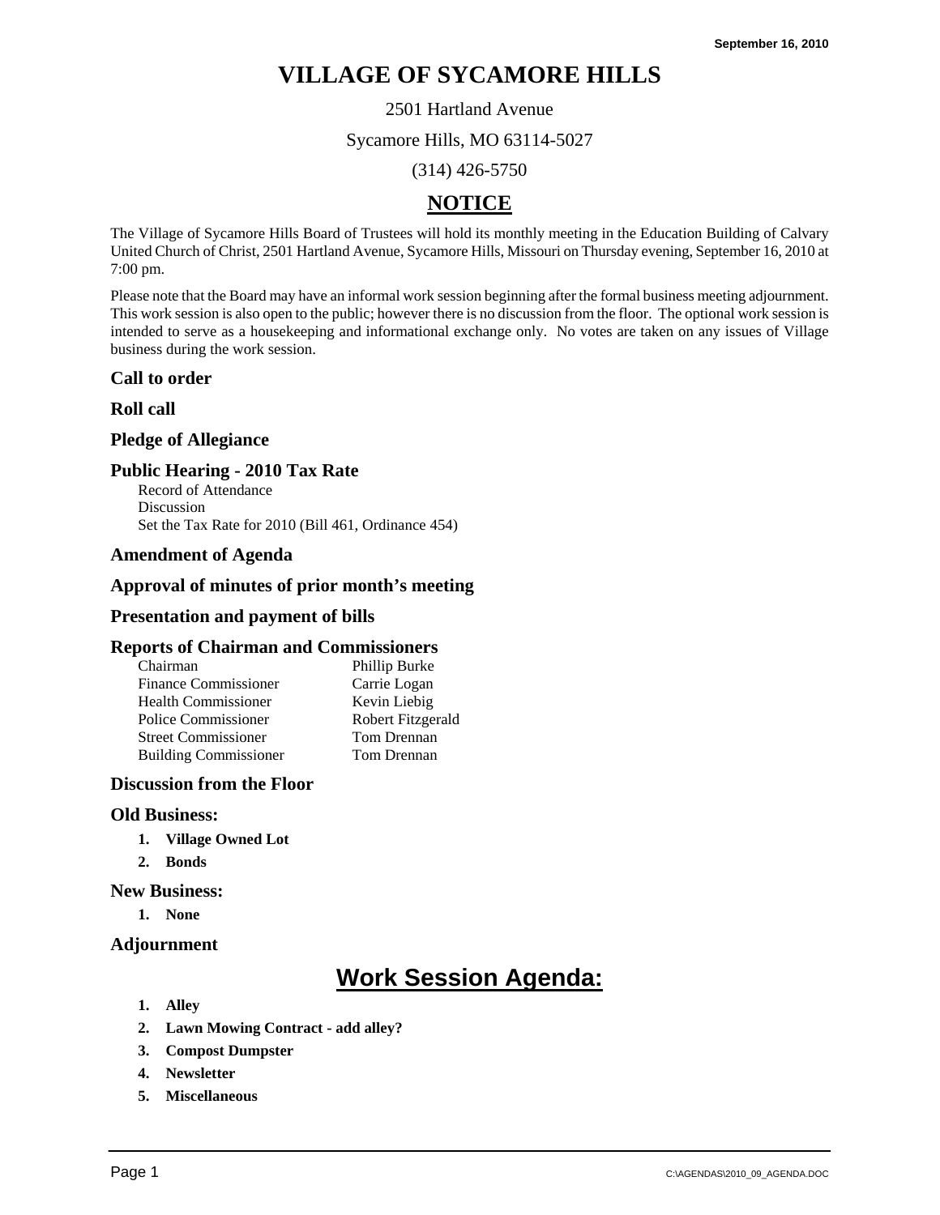September 16, 2010

# VILLAGE OF SYCAMORE HILLS

2501 Hartland Avenue

Sycamore Hills, MO 63114-5027

(314) 426-5750

## NOTICE

The Village of Sycamore Hills Board of Trustees will hold its monthly meeting in the Education Building of Calvary United Church of Christ, 2501 Hartland Avenue, Sycamore Hills, Missouri on Thursday evening, September 16, 2010 at 7:00 pm.

Please note that the Board may have an informal work session beginning after the formal business meeting adjournment. This work session is also open to the public; however there is no discussion from the floor. The optional work session is intended to serve as a housekeeping and informational exchange only. No votes are taken on any issues of Village business during the work session.

### Call to order

### Roll call

### Pledge of Allegiance

### Public Hearing - 2010 Tax Rate

Record of Attendance
Discussion
Set the Tax Rate for 2010 (Bill 461, Ordinance 454)

### Amendment of Agenda

### Approval of minutes of prior month's meeting

### Presentation and payment of bills

### Reports of Chairman and Commissioners

| | |
|---|---|
| Chairman | Phillip Burke |
| Finance Commissioner | Carrie Logan |
| Health Commissioner | Kevin Liebig |
| Police Commissioner | Robert Fitzgerald |
| Street Commissioner | Tom Drennan |
| Building Commissioner | Tom Drennan |

### Discussion from the Floor

### Old Business:

1. **Village Owned Lot**
2. **Bonds**

### New Business:

1. **None**

### Adjournment

## Work Session Agenda:

1. **Alley**
2. **Lawn Mowing Contract - add alley?**
3. **Compost Dumpster**
4. **Newsletter**
5. **Miscellaneous**

C:\AGENDAS\2010_09_AGENDA.DOC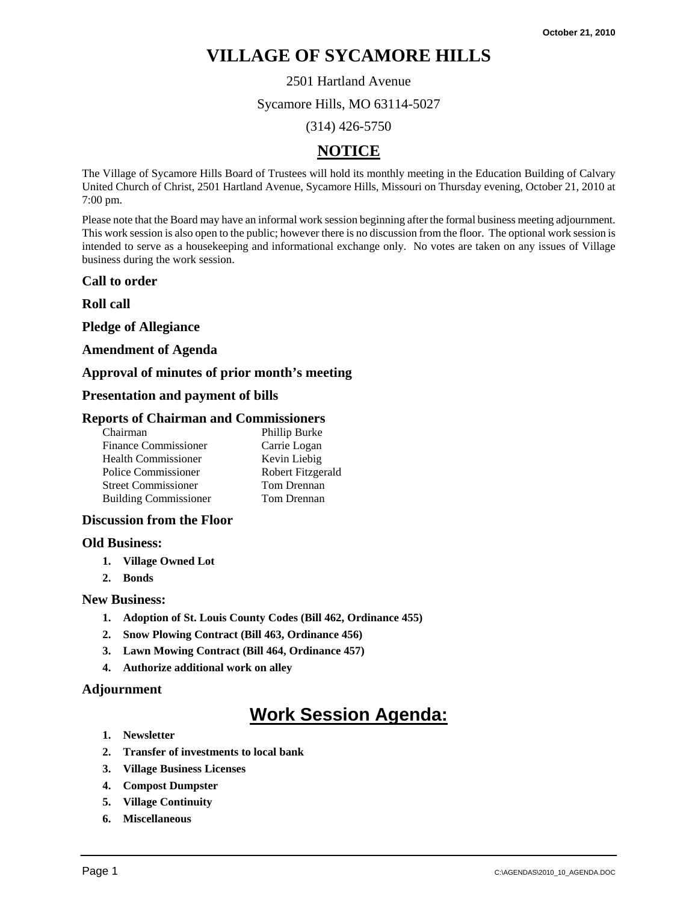October 21, 2010

# VILLAGE OF SYCAMORE HILLS

2501 Hartland Avenue

Sycamore Hills, MO 63114-5027

(314) 426-5750

## NOTICE

The Village of Sycamore Hills Board of Trustees will hold its monthly meeting in the Education Building of Calvary United Church of Christ, 2501 Hartland Avenue, Sycamore Hills, Missouri on Thursday evening, October 21, 2010 at 7:00 pm.

Please note that the Board may have an informal work session beginning after the formal business meeting adjournment. This work session is also open to the public; however there is no discussion from the floor. The optional work session is intended to serve as a housekeeping and informational exchange only. No votes are taken on any issues of Village business during the work session.

### Call to order

### Roll call

### Pledge of Allegiance

### Amendment of Agenda

### Approval of minutes of prior month's meeting

### Presentation and payment of bills

### Reports of Chairman and Commissioners

| | |
|---|---|
| Chairman | Phillip Burke |
| Finance Commissioner | Carrie Logan |
| Health Commissioner | Kevin Liebig |
| Police Commissioner | Robert Fitzgerald |
| Street Commissioner | Tom Drennan |
| Building Commissioner | Tom Drennan |

### Discussion from the Floor

### Old Business:

1. **Village Owned Lot**
2. **Bonds**

### New Business:

1. **Adoption of St. Louis County Codes (Bill 462, Ordinance 455)**
2. **Snow Plowing Contract (Bill 463, Ordinance 456)**
3. **Lawn Mowing Contract (Bill 464, Ordinance 457)**
4. **Authorize additional work on alley**

### Adjournment

## Work Session Agenda:

1. **Newsletter**
2. **Transfer of investments to local bank**
3. **Village Business Licenses**
4. **Compost Dumpster**
5. **Village Continuity**
6. **Miscellaneous**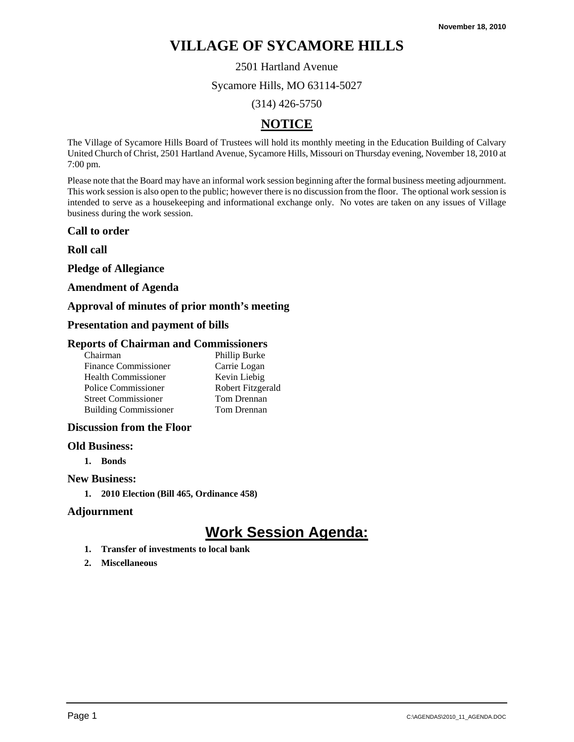November 18, 2010

# VILLAGE OF SYCAMORE HILLS

2501 Hartland Avenue

Sycamore Hills, MO 63114-5027

(314) 426-5750

## NOTICE

The Village of Sycamore Hills Board of Trustees will hold its monthly meeting in the Education Building of Calvary United Church of Christ, 2501 Hartland Avenue, Sycamore Hills, Missouri on Thursday evening, November 18, 2010 at 7:00 pm.

Please note that the Board may have an informal work session beginning after the formal business meeting adjournment. This work session is also open to the public; however there is no discussion from the floor. The optional work session is intended to serve as a housekeeping and informational exchange only. No votes are taken on any issues of Village business during the work session.

### Call to order

### Roll call

### Pledge of Allegiance

### Amendment of Agenda

### Approval of minutes of prior month's meeting

### Presentation and payment of bills

### Reports of Chairman and Commissioners

| | |
|---|---|
| Chairman | Phillip Burke |
| Finance Commissioner | Carrie Logan |
| Health Commissioner | Kevin Liebig |
| Police Commissioner | Robert Fitzgerald |
| Street Commissioner | Tom Drennan |
| Building Commissioner | Tom Drennan |

### Discussion from the Floor

### Old Business:

1. **Bonds**

### New Business:

1. **2010 Election (Bill 465, Ordinance 458)**

### Adjournment

## Work Session Agenda:

1. **Transfer of investments to local bank**
2. **Miscellaneous**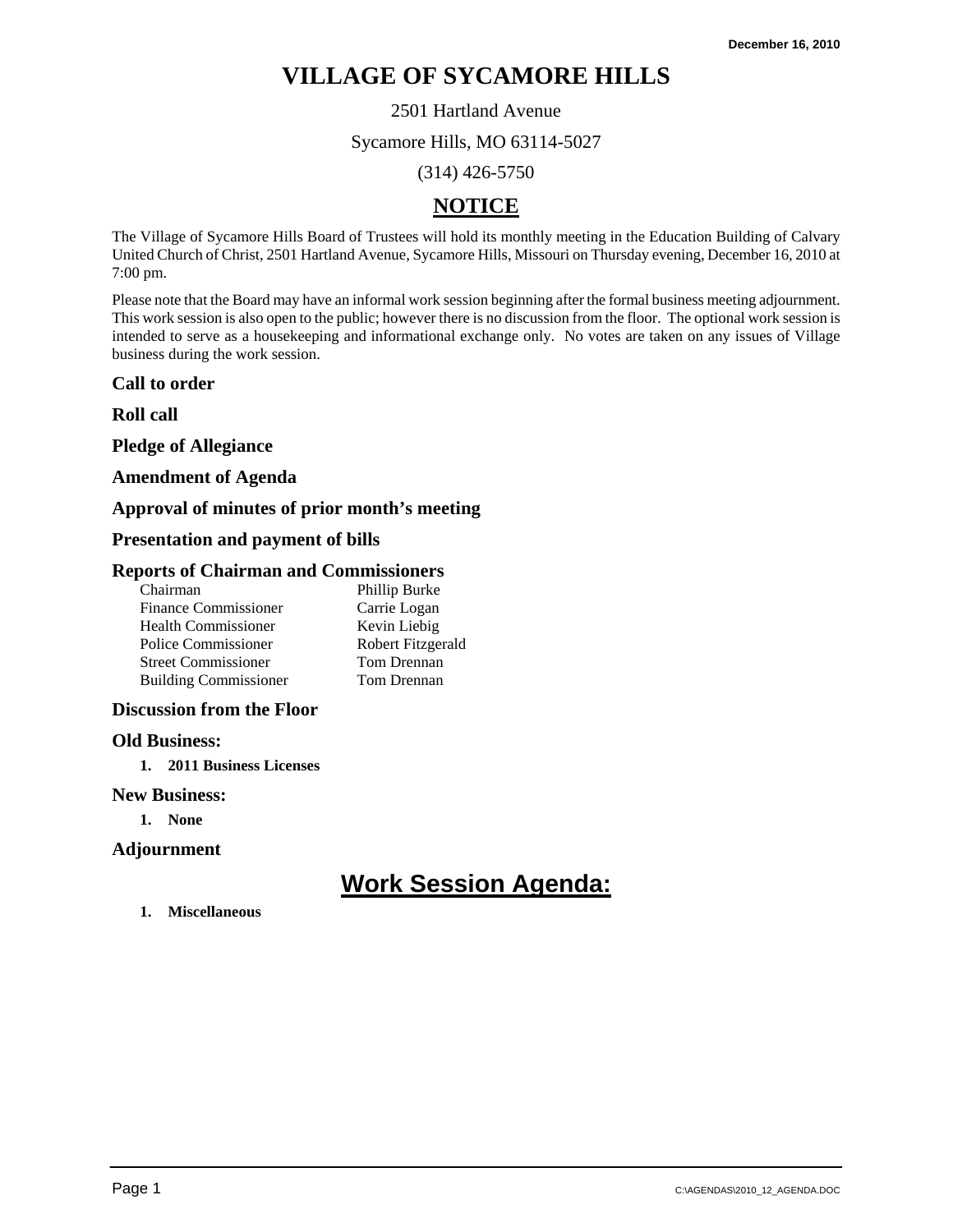December 16, 2010

# VILLAGE OF SYCAMORE HILLS

2501 Hartland Avenue

Sycamore Hills, MO 63114-5027

(314) 426-5750

## NOTICE

The Village of Sycamore Hills Board of Trustees will hold its monthly meeting in the Education Building of Calvary United Church of Christ, 2501 Hartland Avenue, Sycamore Hills, Missouri on Thursday evening, December 16, 2010 at 7:00 pm.

Please note that the Board may have an informal work session beginning after the formal business meeting adjournment. This work session is also open to the public; however there is no discussion from the floor. The optional work session is intended to serve as a housekeeping and informational exchange only. No votes are taken on any issues of Village business during the work session.

### Call to order

### Roll call

### Pledge of Allegiance

### Amendment of Agenda

### Approval of minutes of prior month's meeting

### Presentation and payment of bills

### Reports of Chairman and Commissioners

| | |
|---|---|
| Chairman | Phillip Burke |
| Finance Commissioner | Carrie Logan |
| Health Commissioner | Kevin Liebig |
| Police Commissioner | Robert Fitzgerald |
| Street Commissioner | Tom Drennan |
| Building Commissioner | Tom Drennan |

### Discussion from the Floor

### Old Business:

1. **2011 Business Licenses**

### New Business:

1. **None**

### Adjournment

## Work Session Agenda:

1. **Miscellaneous**